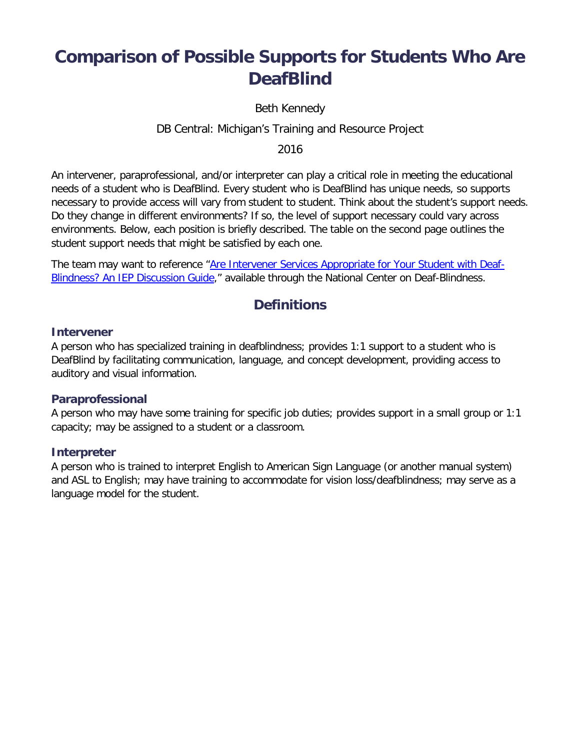# Comparison of Possible Supports for Students Who Are DeafBlind

Beth Kennedy

DB Central: Michigan's Training and Resource Project

2016

An intervener, paraprofessional, and/or interpreter can play a critical role in meeting the educational needs of a student who is DeafBlind. Every student who is DeafBlind has unique needs, so supports necessary to provide access will vary from student to student. Think about the student's support needs. Do they change in different environments? If so, the level of support necessary could vary across environments. Below, each position is briefly described. The table on the second page outlines the student support needs that might be satisfied by each one.

The team may want to reference "[Are Intervener Services Appropriate for Your Student with Deaf-Blindness? An IEP Discussion Guide]," available through the National Center on Deaf-Blindness.

## Definitions

### Intervener

A person who has specialized training in deafblindness; provides 1:1 support to a student who is DeafBlind by facilitating communication, language, and concept development, providing access to auditory and visual information.

### Paraprofessional

A person who may have some training for specific job duties; provides support in a small group or 1:1 capacity; may be assigned to a student or a classroom.

### Interpreter

A person who is trained to interpret English to American Sign Language (or another manual system) and ASL to English; may have training to accommodate for vision loss/deafblindness; may serve as a language model for the student.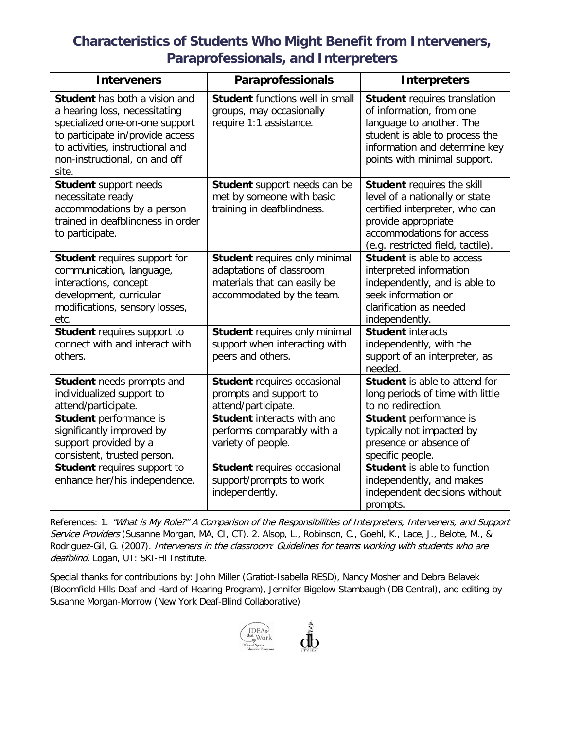# Characteristics of Students Who Might Benefit from Interveners, Paraprofessionals, and Interpreters

| Interveners | Paraprofessionals | Interpreters |
|---|---|---|
| **Student** has both a vision and a hearing loss, necessitating specialized one-on-one support to participate in/provide access to activities, instructional and non-instructional, on and off site. | **Student** functions well in small groups, may occasionally require 1:1 assistance. | **Student** requires translation of information, from one language to another. The student is able to process the information and determine key points with minimal support. |
| **Student** support needs necessitate ready accommodations by a person trained in deafblindness in order to participate. | **Student** support needs can be met by someone with basic training in deafblindness. | **Student** requires the skill level of a nationally or state certified interpreter, who can provide appropriate accommodations for access (e.g. restricted field, tactile). |
| **Student** requires support for communication, language, interactions, concept development, curricular modifications, sensory losses, etc. | **Student** requires only minimal adaptations of classroom materials that can easily be accommodated by the team. | **Student** is able to access interpreted information independently, and is able to seek information or clarification as needed independently. |
| **Student** requires support to connect with and interact with others. | **Student** requires only minimal support when interacting with peers and others. | **Student** interacts independently, with the support of an interpreter, as needed. |
| **Student** needs prompts and individualized support to attend/participate. | **Student** requires occasional prompts and support to attend/participate. | **Student** is able to attend for long periods of time with little to no redirection. |
| **Student** performance is significantly improved by support provided by a consistent, trusted person. | **Student** interacts with and performs comparably with a variety of people. | **Student** performance is typically not impacted by presence or absence of specific people. |
| **Student** requires support to enhance her/his independence. | **Student** requires occasional support/prompts to work independently. | **Student** is able to function independently, and makes independent decisions without prompts. |

References: 1. *"What is My Role?" A Comparison of the Responsibilities of Interpreters, Interveners, and Support Service Providers* (Susanne Morgan, MA, CI, CT). 2. Alsop, L., Robinson, C., Goehl, K., Lace, J., Belote, M., & Rodriguez-Gil, G. (2007). *Interveners in the classroom: Guidelines for teams working with students who are deafblind.* Logan, UT: SKI-HI Institute.

Special thanks for contributions by: John Miller (Gratiot-Isabella RESD), Nancy Mosher and Debra Belavek (Bloomfield Hills Deaf and Hard of Hearing Program), Jennifer Bigelow-Stambaugh (DB Central), and editing by Susanne Morgan-Morrow (New York Deaf-Blind Collaborative)